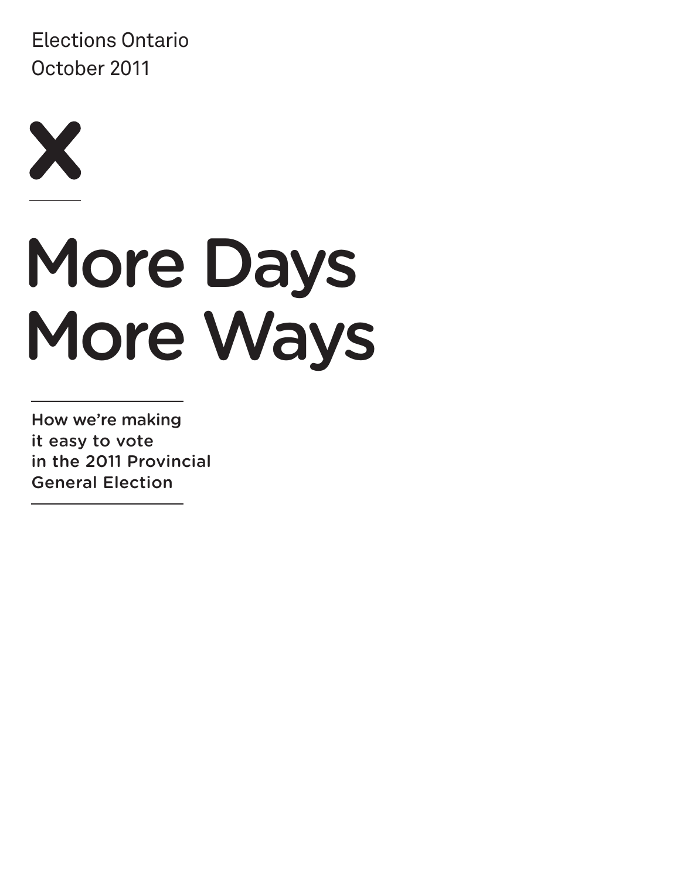Elections Ontario
October 2011

# More Days More Ways

How we're making it easy to vote in the 2011 Provincial General Election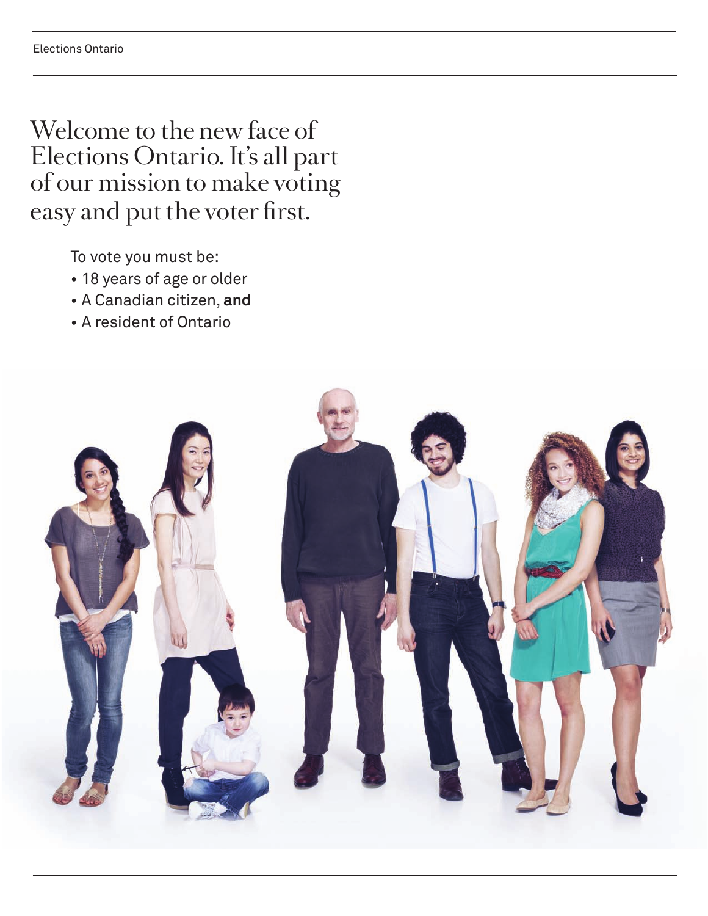# Welcome to the new face of Elections Ontario. It's all part of our mission to make voting easy and put the voter first.

To vote you must be:

- 18 years of age or older
- A Canadian citizen, **and**
- A resident of Ontario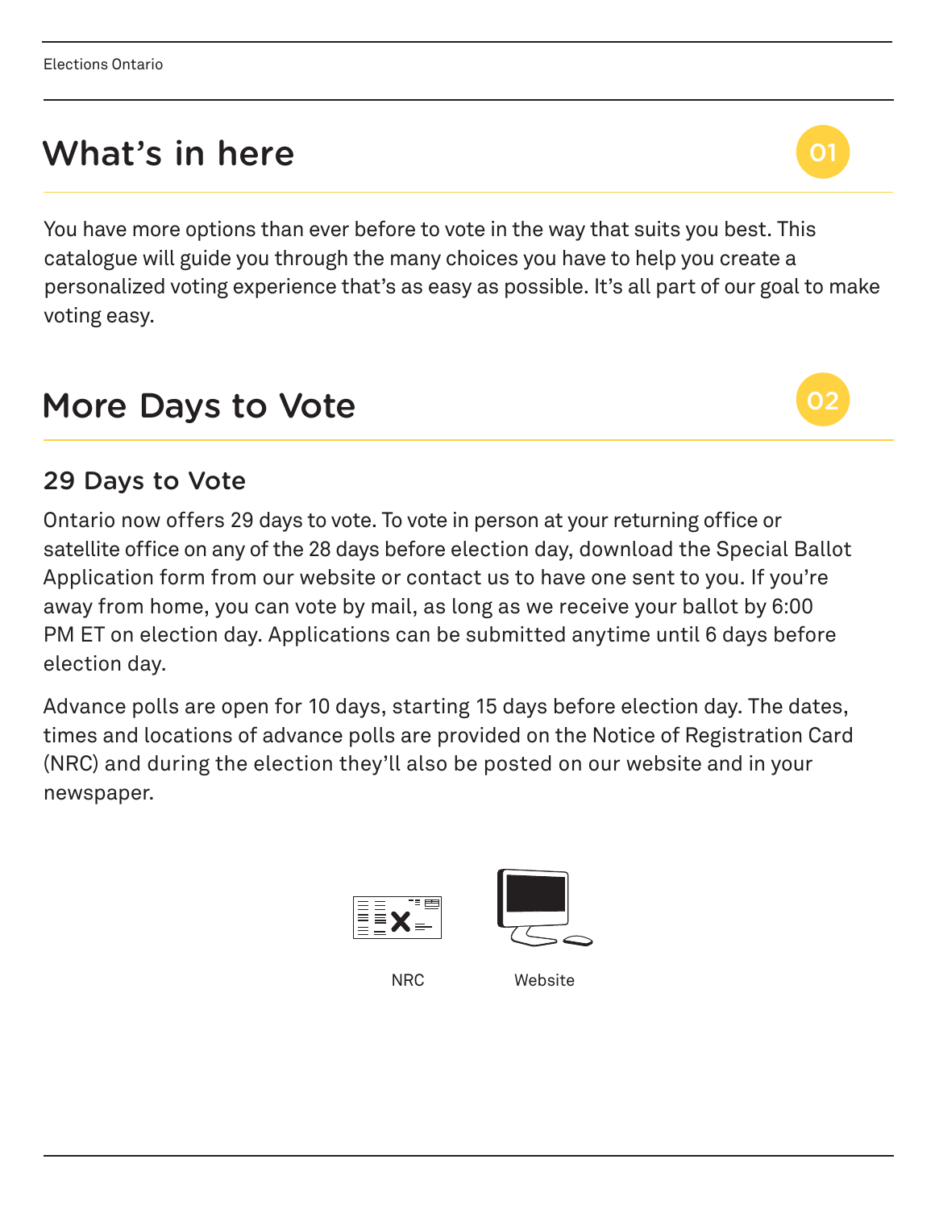# What's in here

01

You have more options than ever before to vote in the way that suits you best. This catalogue will guide you through the many choices you have to help you create a personalized voting experience that's as easy as possible. It's all part of our goal to make voting easy.

# More Days to Vote

02

## 29 Days to Vote

Ontario now offers 29 days to vote. To vote in person at your returning office or satellite office on any of the 28 days before election day, download the Special Ballot Application form from our website or contact us to have one sent to you. If you're away from home, you can vote by mail, as long as we receive your ballot by 6:00 PM ET on election day. Applications can be submitted anytime until 6 days before election day.

Advance polls are open for 10 days, starting 15 days before election day. The dates, times and locations of advance polls are provided on the Notice of Registration Card (NRC) and during the election they'll also be posted on our website and in your newspaper.

NRC

Website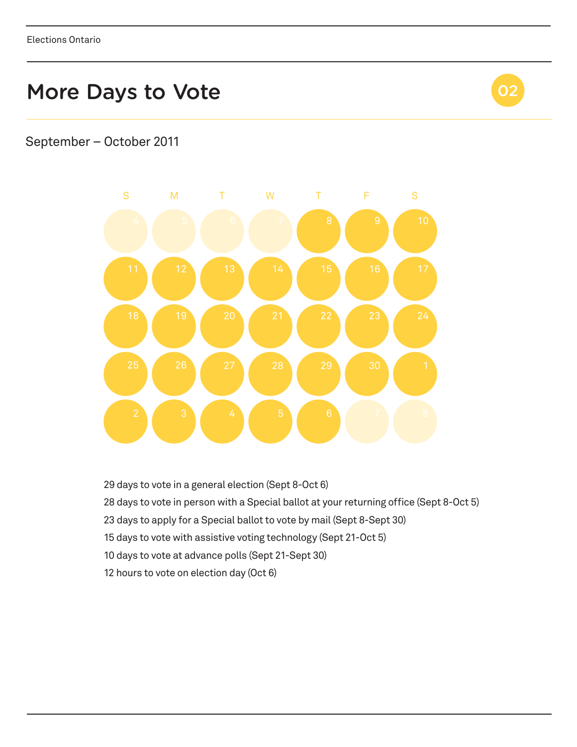# More Days to Vote

02

September – October 2011

| S | M | T | W | T | F | S |
|---|---|---|---|---|---|---|
| 4 | 5 | 6 | 7 | 8 | 9 | 10 |
| 11 | 12 | 13 | 14 | 15 | 16 | 17 |
| 18 | 19 | 20 | 21 | 22 | 23 | 24 |
| 25 | 26 | 27 | 28 | 29 | 30 | 1 |
| 2 | 3 | 4 | 5 | 6 | 7 | 8 |

29 days to vote in a general election (Sept 8-Oct 6)

28 days to vote in person with a Special ballot at your returning office (Sept 8-Oct 5)

23 days to apply for a Special ballot to vote by mail (Sept 8-Sept 30)

15 days to vote with assistive voting technology (Sept 21-Oct 5)

10 days to vote at advance polls (Sept 21-Sept 30)

12 hours to vote on election day (Oct 6)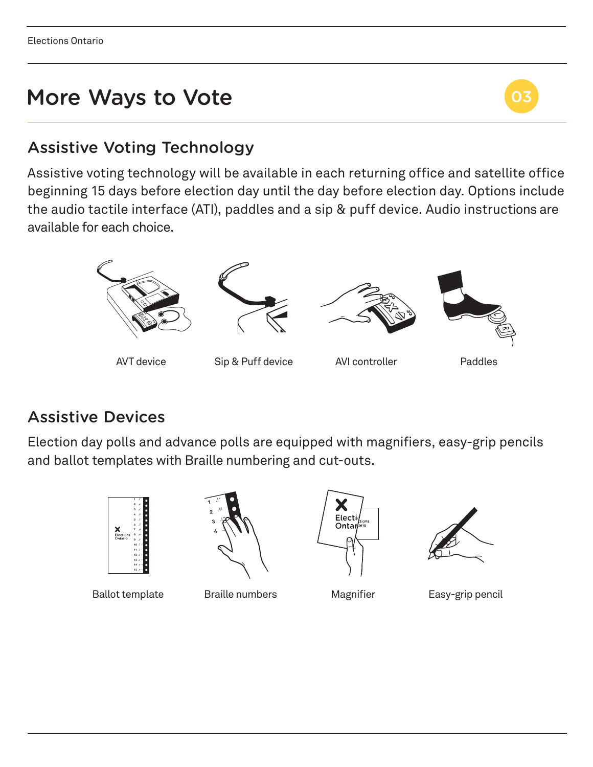# More Ways to Vote

03

## Assistive Voting Technology

Assistive voting technology will be available in each returning office and satellite office beginning 15 days before election day until the day before election day. Options include the audio tactile interface (ATI), paddles and a sip & puff device. Audio instructions are available for each choice.

AVT device

Sip & Puff device

AVI controller

Paddles

## Assistive Devices

Election day polls and advance polls are equipped with magnifiers, easy-grip pencils and ballot templates with Braille numbering and cut-outs.

Ballot template

Braille numbers

Magnifier

Easy-grip pencil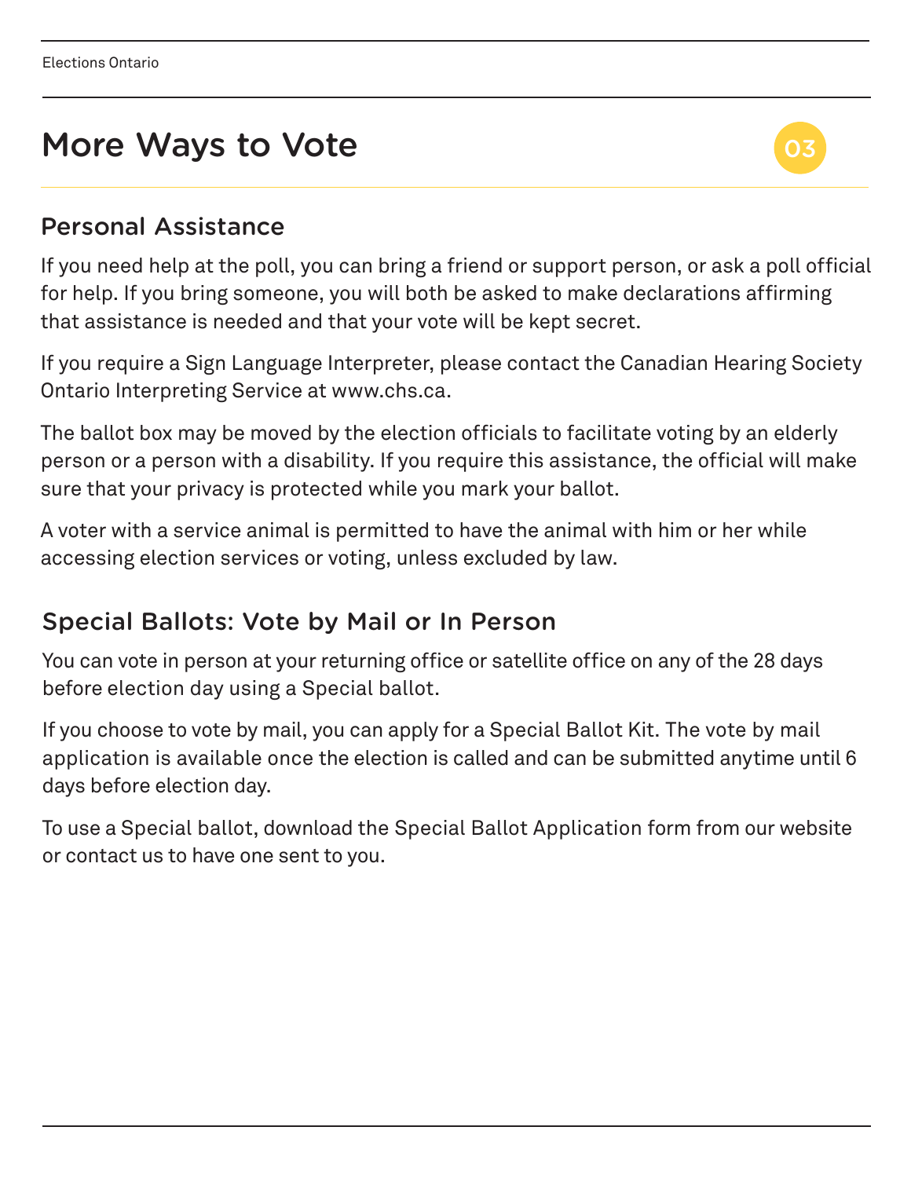# More Ways to Vote

03

## Personal Assistance

If you need help at the poll, you can bring a friend or support person, or ask a poll official for help. If you bring someone, you will both be asked to make declarations affirming that assistance is needed and that your vote will be kept secret.

If you require a Sign Language Interpreter, please contact the Canadian Hearing Society Ontario Interpreting Service at www.chs.ca.

The ballot box may be moved by the election officials to facilitate voting by an elderly person or a person with a disability. If you require this assistance, the official will make sure that your privacy is protected while you mark your ballot.

A voter with a service animal is permitted to have the animal with him or her while accessing election services or voting, unless excluded by law.

## Special Ballots: Vote by Mail or In Person

You can vote in person at your returning office or satellite office on any of the 28 days before election day using a Special ballot.

If you choose to vote by mail, you can apply for a Special Ballot Kit. The vote by mail application is available once the election is called and can be submitted anytime until 6 days before election day.

To use a Special ballot, download the Special Ballot Application form from our website or contact us to have one sent to you.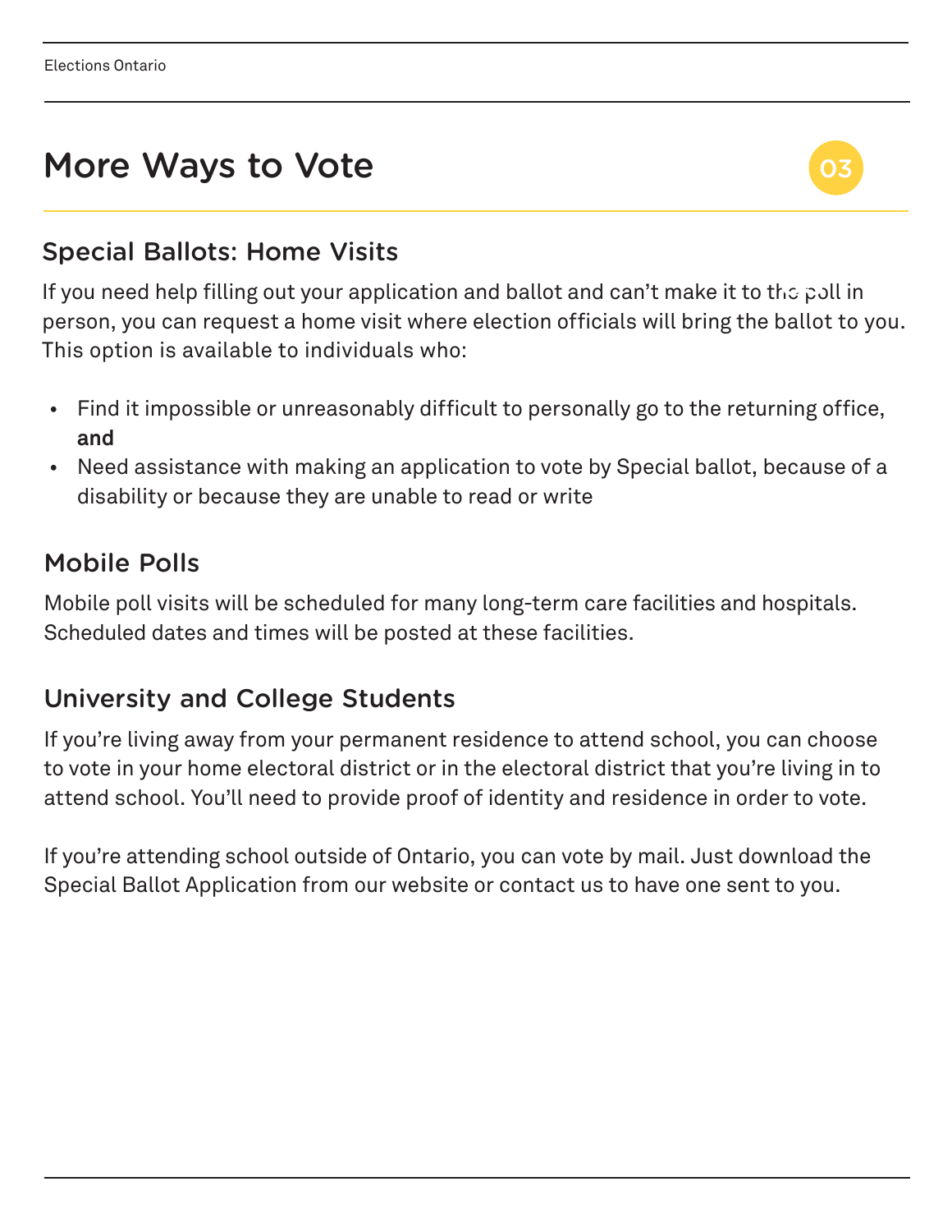# More Ways to Vote

03

## Special Ballots: Home Visits

If you need help filling out your application and ballot and can't make it to the poll in person, you can request a home visit where election officials will bring the ballot to you. This option is available to individuals who:

- Find it impossible or unreasonably difficult to personally go to the returning office, **and**
- Need assistance with making an application to vote by Special ballot, because of a disability or because they are unable to read or write

## Mobile Polls

Mobile poll visits will be scheduled for many long-term care facilities and hospitals. Scheduled dates and times will be posted at these facilities.

## University and College Students

If you're living away from your permanent residence to attend school, you can choose to vote in your home electoral district or in the electoral district that you're living in to attend school. You'll need to provide proof of identity and residence in order to vote.

If you're attending school outside of Ontario, you can vote by mail. Just download the Special Ballot Application from our website or contact us to have one sent to you.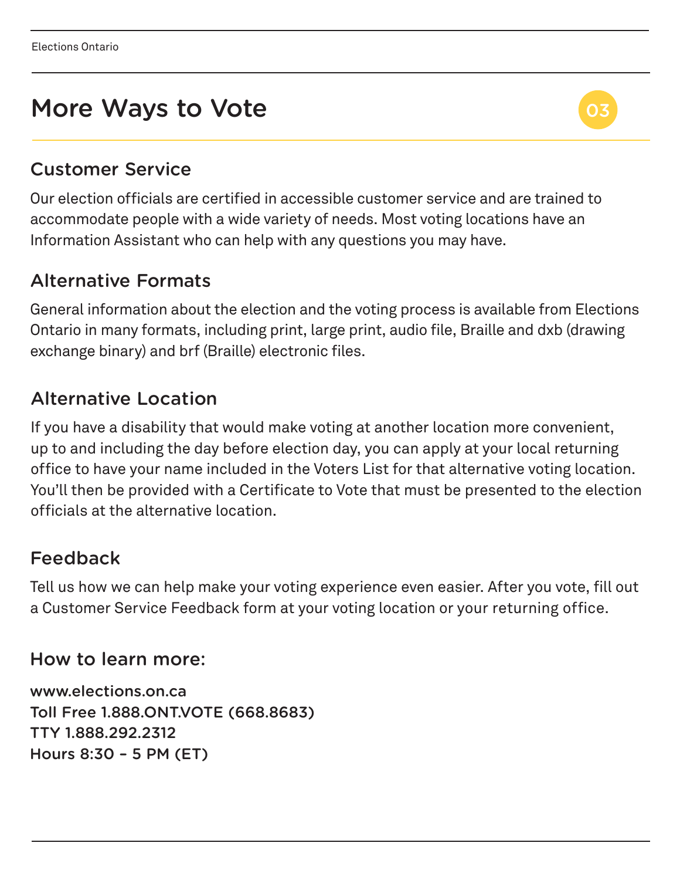# More Ways to Vote

03

## Customer Service

Our election officials are certified in accessible customer service and are trained to accommodate people with a wide variety of needs. Most voting locations have an Information Assistant who can help with any questions you may have.

## Alternative Formats

General information about the election and the voting process is available from Elections Ontario in many formats, including print, large print, audio file, Braille and dxb (drawing exchange binary) and brf (Braille) electronic files.

## Alternative Location

If you have a disability that would make voting at another location more convenient, up to and including the day before election day, you can apply at your local returning office to have your name included in the Voters List for that alternative voting location. You'll then be provided with a Certificate to Vote that must be presented to the election officials at the alternative location.

## Feedback

Tell us how we can help make your voting experience even easier. After you vote, fill out a Customer Service Feedback form at your voting location or your returning office.

## How to learn more:

**www.elections.on.ca**
**Toll Free 1.888.ONT.VOTE (668.8683)**
**TTY 1.888.292.2312**
**Hours 8:30 - 5 PM (ET)**